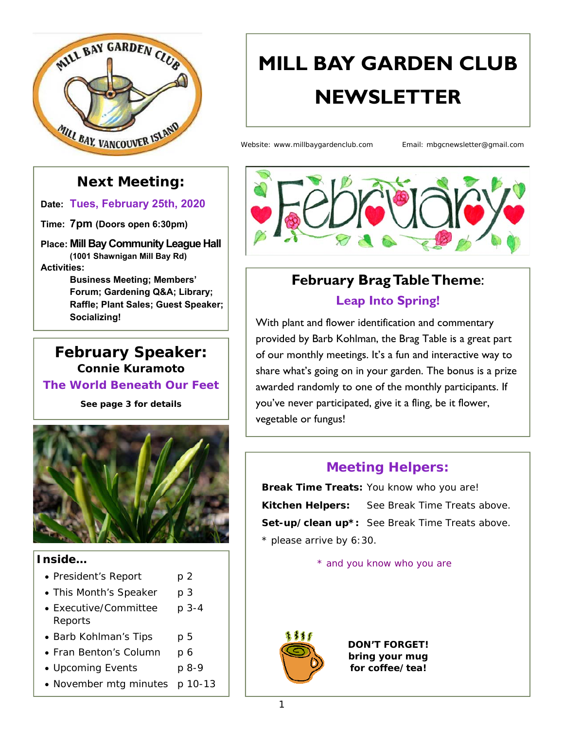# MILL BAY GARDEN CLUB NEWSLETTER

Website: www.millbaygardenclub.com Email: mbgcnewsletter@gmail.com

## Next Meeting:

**Date:** Tues, February 25th, 2020

**Time:** 7pm (Doors open 6:30pm)

**Place:** Mill Bay Community League Hall (1001 Shawnigan Mill Bay Rd)

**Activities:**

Business Meeting; Members' Forum; Gardening Q&A; Library; Raffle; Plant Sales; Guest Speaker; Socializing!

## February Speaker:

**Connie Kuramoto**

**The World Beneath Our Feet**

**See page 3 for details**

### Inside…

- President's Report p 2
- This Month's Speaker p 3
- Executive/Committee Reports p 3-4
- Barb Kohlman's Tips p 5
- Fran Benton's Column p 6
- Upcoming Events p 8-9
- November mtg minutes p 10-13

## February Brag Table Theme:

**Leap Into Spring!**

With plant and flower identification and commentary provided by Barb Kohlman, the Brag Table is a great part of our monthly meetings. It's a fun and interactive way to share what's going on in your garden. The bonus is a prize awarded randomly to one of the monthly participants. If you've never participated, give it a fling, be it flower, vegetable or fungus!

## Meeting Helpers:

**Break Time Treats:** You know who you are!

**Kitchen Helpers:** See Break Time Treats above.

**Set-up/clean up*:** See Break Time Treats above.

* please arrive by 6:30.

* and you know who you are

**DON'T FORGET! bring your mug for coffee/tea!**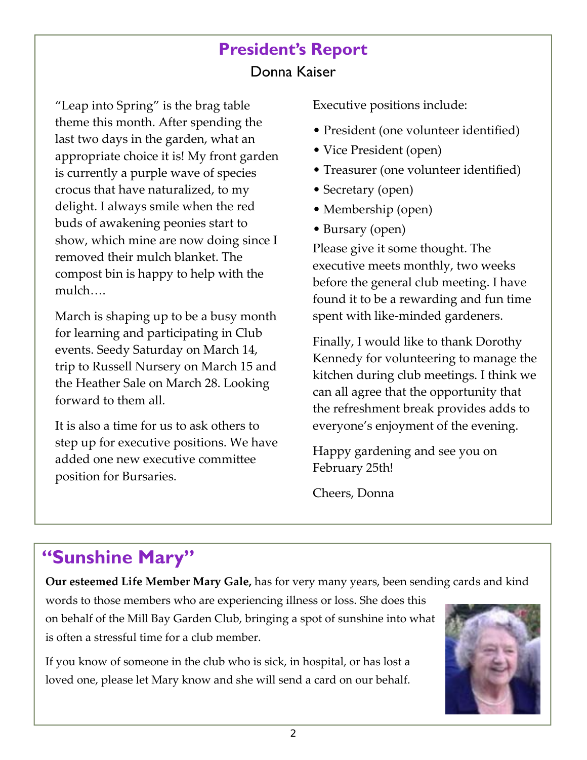## President's Report

Donna Kaiser

"Leap into Spring" is the brag table theme this month. After spending the last two days in the garden, what an appropriate choice it is! My front garden is currently a purple wave of species crocus that have naturalized, to my delight. I always smile when the red buds of awakening peonies start to show, which mine are now doing since I removed their mulch blanket. The compost bin is happy to help with the mulch….

March is shaping up to be a busy month for learning and participating in Club events. Seedy Saturday on March 14, trip to Russell Nursery on March 15 and the Heather Sale on March 28. Looking forward to them all.

It is also a time for us to ask others to step up for executive positions. We have added one new executive committee position for Bursaries.

Executive positions include:

- President (one volunteer identified)
- Vice President (open)
- Treasurer (one volunteer identified)
- Secretary (open)
- Membership (open)
- Bursary (open)

Please give it some thought. The executive meets monthly, two weeks before the general club meeting. I have found it to be a rewarding and fun time spent with like-minded gardeners.

Finally, I would like to thank Dorothy Kennedy for volunteering to manage the kitchen during club meetings. I think we can all agree that the opportunity that the refreshment break provides adds to everyone's enjoyment of the evening.

Happy gardening and see you on February 25th!

Cheers, Donna

## "Sunshine Mary"

**Our esteemed Life Member Mary Gale,** has for very many years, been sending cards and kind words to those members who are experiencing illness or loss. She does this on behalf of the Mill Bay Garden Club, bringing a spot of sunshine into what is often a stressful time for a club member.

If you know of someone in the club who is sick, in hospital, or has lost a loved one, please let Mary know and she will send a card on our behalf.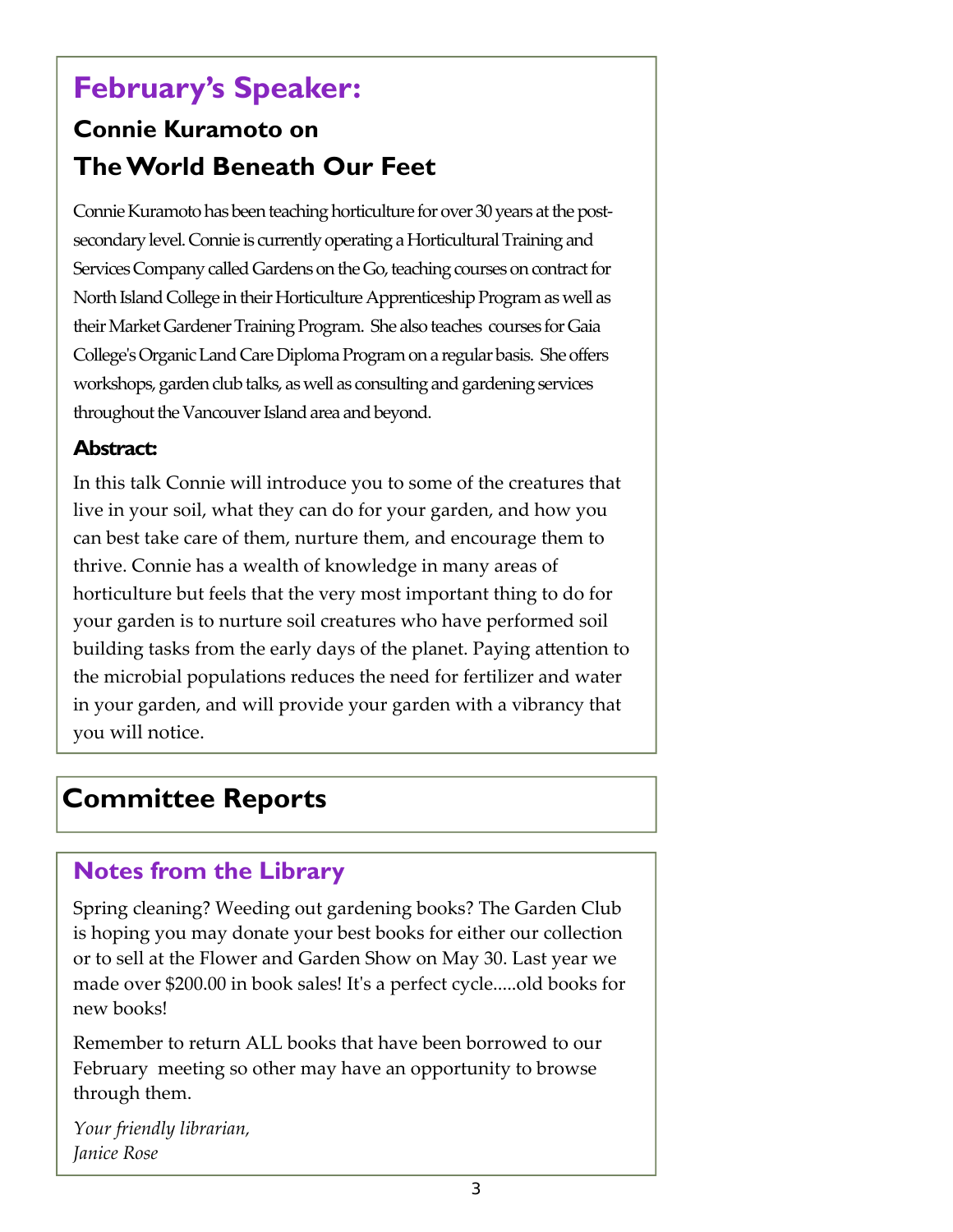# February's Speaker:

## Connie Kuramoto on The World Beneath Our Feet

Connie Kuramoto has been teaching horticulture for over 30 years at the post-secondary level. Connie is currently operating a Horticultural Training and Services Company called Gardens on the Go, teaching courses on contract for North Island College in their Horticulture Apprenticeship Program as well as their Market Gardener Training Program. She also teaches courses for Gaia College's Organic Land Care Diploma Program on a regular basis. She offers workshops, garden club talks, as well as consulting and gardening services throughout the Vancouver Island area and beyond.

### Abstract:

In this talk Connie will introduce you to some of the creatures that live in your soil, what they can do for your garden, and how you can best take care of them, nurture them, and encourage them to thrive. Connie has a wealth of knowledge in many areas of horticulture but feels that the very most important thing to do for your garden is to nurture soil creatures who have performed soil building tasks from the early days of the planet. Paying attention to the microbial populations reduces the need for fertilizer and water in your garden, and will provide your garden with a vibrancy that you will notice.

# Committee Reports

## Notes from the Library

Spring cleaning? Weeding out gardening books? The Garden Club is hoping you may donate your best books for either our collection or to sell at the Flower and Garden Show on May 30. Last year we made over $200.00 in book sales! It's a perfect cycle.....old books for new books!

Remember to return ALL books that have been borrowed to our February meeting so other may have an opportunity to browse through them.

*Your friendly librarian,*
*Janice Rose*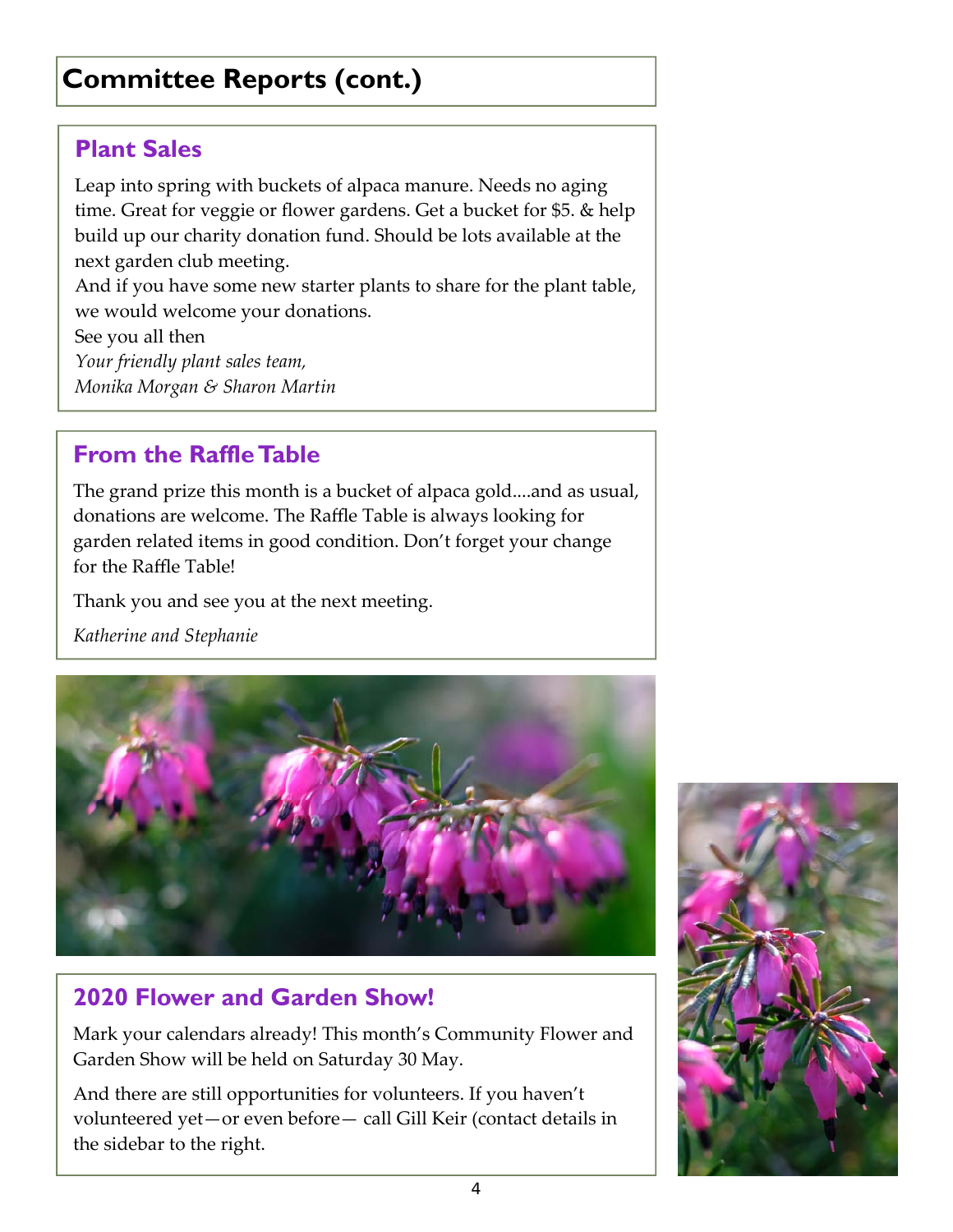# Committee Reports (cont.)

## Plant Sales

Leap into spring with buckets of alpaca manure. Needs no aging time. Great for veggie or flower gardens. Get a bucket for $5. & help build up our charity donation fund. Should be lots available at the next garden club meeting.

And if you have some new starter plants to share for the plant table, we would welcome your donations.

See you all then

*Your friendly plant sales team,*
*Monika Morgan & Sharon Martin*

## From the Raffle Table

The grand prize this month is a bucket of alpaca gold....and as usual, donations are welcome. The Raffle Table is always looking for garden related items in good condition. Don't forget your change for the Raffle Table!

Thank you and see you at the next meeting.

*Katherine and Stephanie*

## 2020 Flower and Garden Show!

Mark your calendars already! This month's Community Flower and Garden Show will be held on Saturday 30 May.

And there are still opportunities for volunteers. If you haven't volunteered yet—or even before— call Gill Keir (contact details in the sidebar to the right.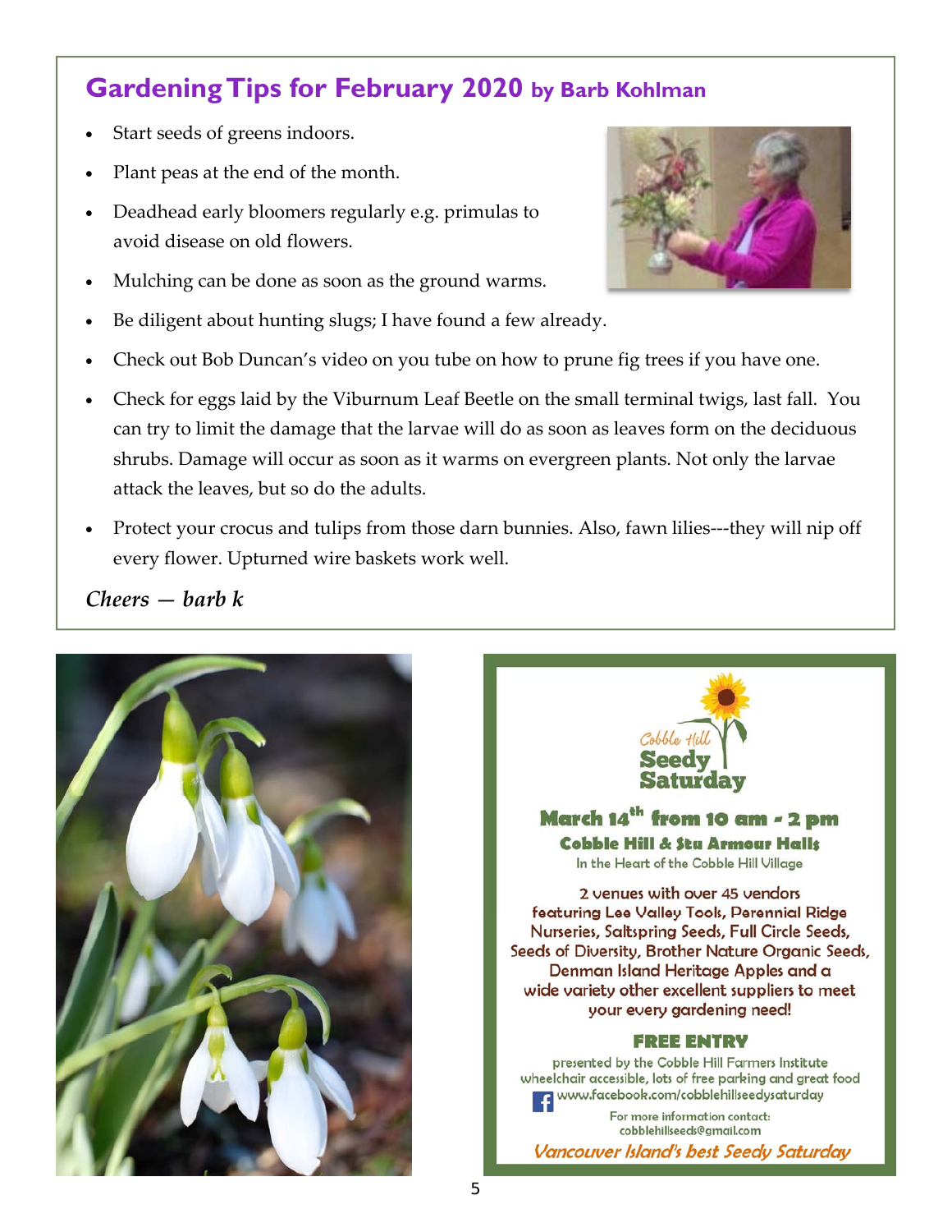## Gardening Tips for February 2020 by Barb Kohlman

- Start seeds of greens indoors.
- Plant peas at the end of the month.
- Deadhead early bloomers regularly e.g. primulas to avoid disease on old flowers.
- Mulching can be done as soon as the ground warms.
- Be diligent about hunting slugs; I have found a few already.
- Check out Bob Duncan's video on you tube on how to prune fig trees if you have one.
- Check for eggs laid by the Viburnum Leaf Beetle on the small terminal twigs, last fall. You can try to limit the damage that the larvae will do as soon as leaves form on the deciduous shrubs. Damage will occur as soon as it warms on evergreen plants. Not only the larvae attack the leaves, but so do the adults.
- Protect your crocus and tulips from those darn bunnies. Also, fawn lilies---they will nip off every flower. Upturned wire baskets work well.

*Cheers — barb k*

Cobble Hill

**Seedy Saturday**

**March 14th from 10 am - 2 pm**

**Cobble Hill & Stu Armour Halls**

In the Heart of the Cobble Hill Village

2 venues with over 45 vendors featuring Lee Valley Tools, Perennial Ridge Nurseries, Saltspring Seeds, Full Circle Seeds, Seeds of Diversity, Brother Nature Organic Seeds, Denman Island Heritage Apples and a wide variety other excellent suppliers to meet your every gardening need!

**FREE ENTRY**

presented by the Cobble Hill Farmers Institute
wheelchair accessible, lots of free parking and great food
www.facebook.com/cobblehillseedysaturday

For more information contact:
cobblehillseeds@gmail.com

*Vancouver Island's best Seedy Saturday*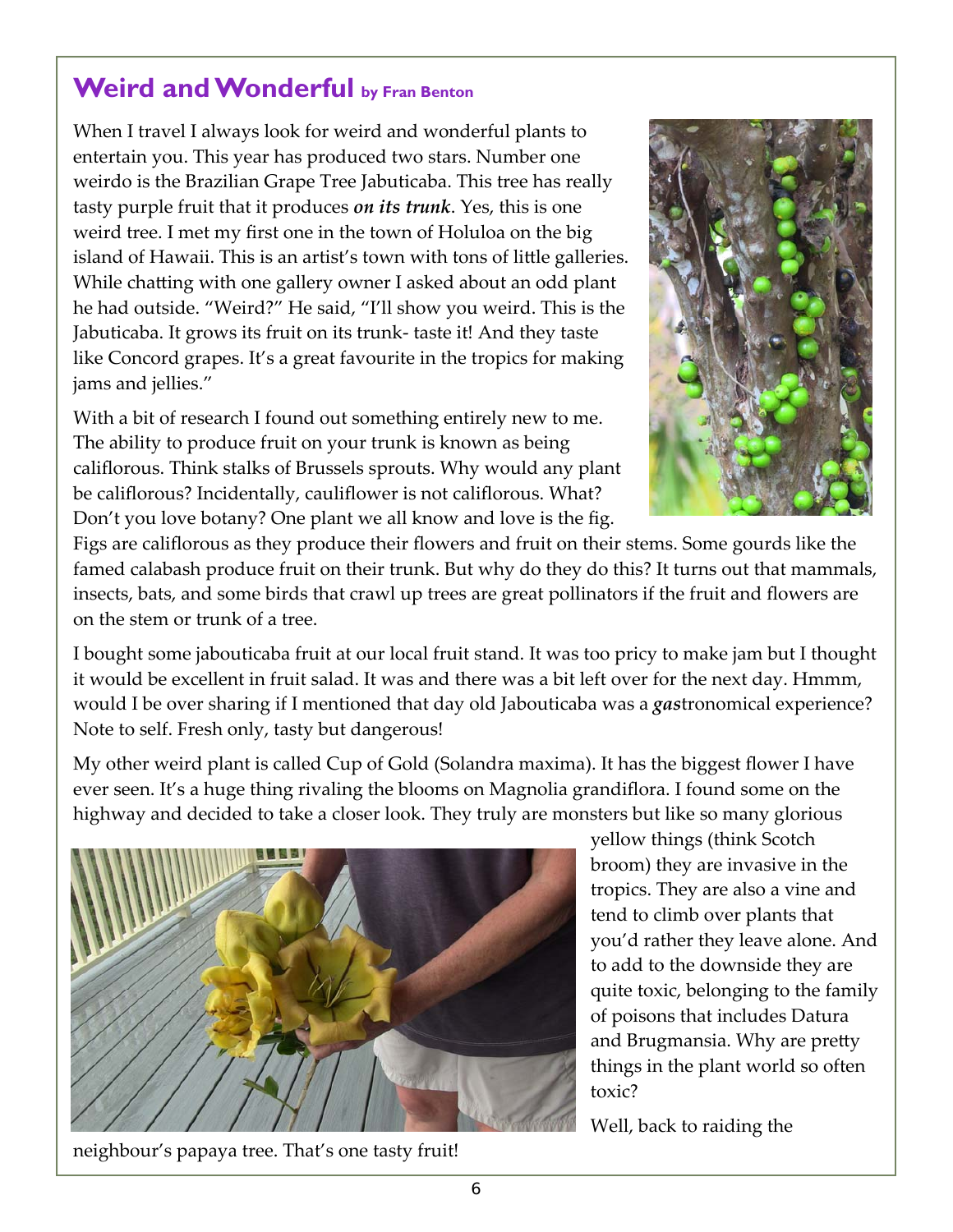## Weird and Wonderful by Fran Benton

When I travel I always look for weird and wonderful plants to entertain you. This year has produced two stars. Number one weirdo is the Brazilian Grape Tree Jabuticaba. This tree has really tasty purple fruit that it produces ***on its trunk***. Yes, this is one weird tree. I met my first one in the town of Holuloa on the big island of Hawaii. This is an artist's town with tons of little galleries. While chatting with one gallery owner I asked about an odd plant he had outside. "Weird?" He said, "I'll show you weird. This is the Jabuticaba. It grows its fruit on its trunk- taste it! And they taste like Concord grapes. It's a great favourite in the tropics for making jams and jellies."

With a bit of research I found out something entirely new to me. The ability to produce fruit on your trunk is known as being califlorous. Think stalks of Brussels sprouts. Why would any plant be califlorous? Incidentally, cauliflower is not califlorous. What? Don't you love botany? One plant we all know and love is the fig. Figs are califlorous as they produce their flowers and fruit on their stems. Some gourds like the famed calabash produce fruit on their trunk. But why do they do this? It turns out that mammals, insects, bats, and some birds that crawl up trees are great pollinators if the fruit and flowers are on the stem or trunk of a tree.

I bought some jabouticaba fruit at our local fruit stand. It was too pricy to make jam but I thought it would be excellent in fruit salad. It was and there was a bit left over for the next day. Hmmm, would I be over sharing if I mentioned that day old Jabouticaba was a ***gas***tronomical experience? Note to self. Fresh only, tasty but dangerous!

My other weird plant is called Cup of Gold (Solandra maxima). It has the biggest flower I have ever seen. It's a huge thing rivaling the blooms on Magnolia grandiflora. I found some on the highway and decided to take a closer look. They truly are monsters but like so many glorious yellow things (think Scotch broom) they are invasive in the tropics. They are also a vine and tend to climb over plants that you'd rather they leave alone. And to add to the downside they are quite toxic, belonging to the family of poisons that includes Datura and Brugmansia. Why are pretty things in the plant world so often toxic?

Well, back to raiding the neighbour's papaya tree. That's one tasty fruit!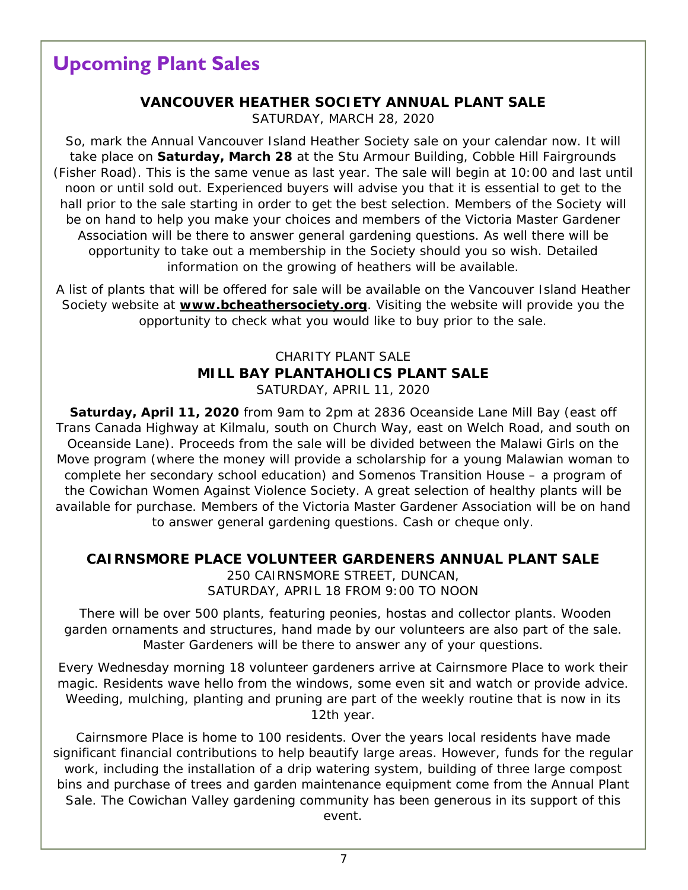# Upcoming Plant Sales

### VANCOUVER HEATHER SOCIETY ANNUAL PLANT SALE

SATURDAY, MARCH 28, 2020

So, mark the Annual Vancouver Island Heather Society sale on your calendar now. It will take place on **Saturday, March 28** at the Stu Armour Building, Cobble Hill Fairgrounds (Fisher Road). This is the same venue as last year. The sale will begin at 10:00 and last until noon or until sold out. Experienced buyers will advise you that it is essential to get to the hall prior to the sale starting in order to get the best selection. Members of the Society will be on hand to help you make your choices and members of the Victoria Master Gardener Association will be there to answer general gardening questions. As well there will be opportunity to take out a membership in the Society should you so wish. Detailed information on the growing of heathers will be available.

A list of plants that will be offered for sale will be available on the Vancouver Island Heather Society website at **www.bcheathersociety.org**. Visiting the website will provide you the opportunity to check what you would like to buy prior to the sale.

CHARITY PLANT SALE

### MILL BAY PLANTAHOLICS PLANT SALE

SATURDAY, APRIL 11, 2020

**Saturday, April 11, 2020** from 9am to 2pm at 2836 Oceanside Lane Mill Bay (east off Trans Canada Highway at Kilmalu, south on Church Way, east on Welch Road, and south on Oceanside Lane). Proceeds from the sale will be divided between the Malawi Girls on the Move program (where the money will provide a scholarship for a young Malawian woman to complete her secondary school education) and Somenos Transition House – a program of the Cowichan Women Against Violence Society. A great selection of healthy plants will be available for purchase. Members of the Victoria Master Gardener Association will be on hand to answer general gardening questions. Cash or cheque only.

### CAIRNSMORE PLACE VOLUNTEER GARDENERS ANNUAL PLANT SALE

250 CAIRNSMORE STREET, DUNCAN,
SATURDAY, APRIL 18 FROM 9:00 TO NOON

There will be over 500 plants, featuring peonies, hostas and collector plants. Wooden garden ornaments and structures, hand made by our volunteers are also part of the sale. Master Gardeners will be there to answer any of your questions.

Every Wednesday morning 18 volunteer gardeners arrive at Cairnsmore Place to work their magic. Residents wave hello from the windows, some even sit and watch or provide advice. Weeding, mulching, planting and pruning are part of the weekly routine that is now in its 12th year.

Cairnsmore Place is home to 100 residents. Over the years local residents have made significant financial contributions to help beautify large areas. However, funds for the regular work, including the installation of a drip watering system, building of three large compost bins and purchase of trees and garden maintenance equipment come from the Annual Plant Sale. The Cowichan Valley gardening community has been generous in its support of this event.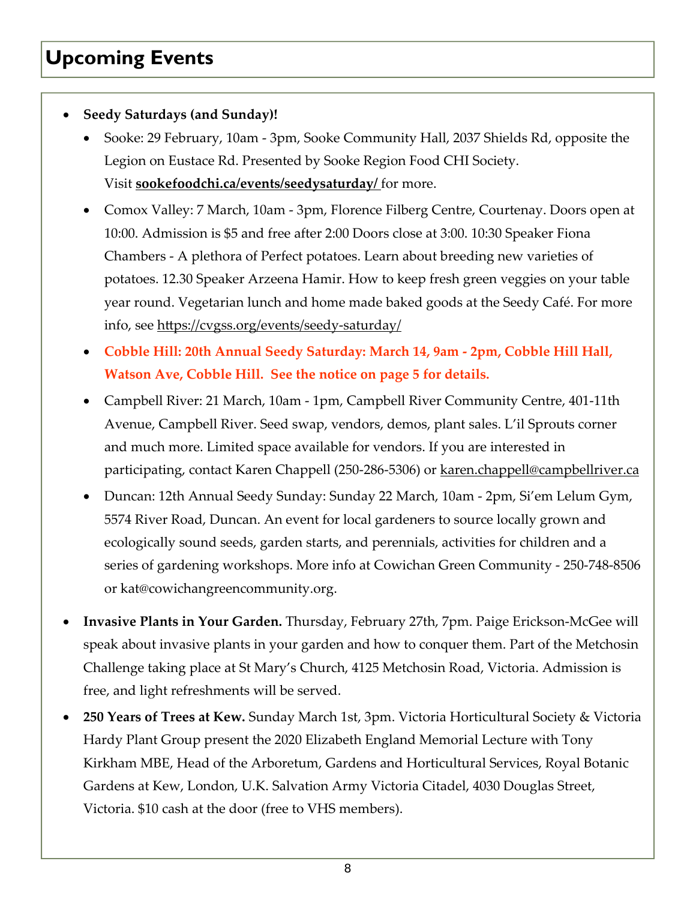# Upcoming Events

- **Seedy Saturdays (and Sunday)!**
  - Sooke: 29 February, 10am - 3pm, Sooke Community Hall, 2037 Shields Rd, opposite the Legion on Eustace Rd. Presented by Sooke Region Food CHI Society. Visit **sookefoodchi.ca/events/seedysaturday/** for more.
  - Comox Valley: 7 March, 10am - 3pm, Florence Filberg Centre, Courtenay. Doors open at 10:00. Admission is $5 and free after 2:00 Doors close at 3:00. 10:30 Speaker Fiona Chambers - A plethora of Perfect potatoes. Learn about breeding new varieties of potatoes. 12.30 Speaker Arzeena Hamir. How to keep fresh green veggies on your table year round. Vegetarian lunch and home made baked goods at the Seedy Café. For more info, see https://cvgss.org/events/seedy-saturday/
  - **Cobble Hill: 20th Annual Seedy Saturday: March 14, 9am - 2pm, Cobble Hill Hall, Watson Ave, Cobble Hill. See the notice on page 5 for details.**
  - Campbell River: 21 March, 10am - 1pm, Campbell River Community Centre, 401-11th Avenue, Campbell River. Seed swap, vendors, demos, plant sales. L'il Sprouts corner and much more. Limited space available for vendors. If you are interested in participating, contact Karen Chappell (250-286-5306) or karen.chappell@campbellriver.ca
  - Duncan: 12th Annual Seedy Sunday: Sunday 22 March, 10am - 2pm, Si'em Lelum Gym, 5574 River Road, Duncan. An event for local gardeners to source locally grown and ecologically sound seeds, garden starts, and perennials, activities for children and a series of gardening workshops. More info at Cowichan Green Community - 250-748-8506 or kat@cowichangreencommunity.org.
- **Invasive Plants in Your Garden.** Thursday, February 27th, 7pm. Paige Erickson-McGee will speak about invasive plants in your garden and how to conquer them. Part of the Metchosin Challenge taking place at St Mary's Church, 4125 Metchosin Road, Victoria. Admission is free, and light refreshments will be served.
- **250 Years of Trees at Kew.** Sunday March 1st, 3pm. Victoria Horticultural Society & Victoria Hardy Plant Group present the 2020 Elizabeth England Memorial Lecture with Tony Kirkham MBE, Head of the Arboretum, Gardens and Horticultural Services, Royal Botanic Gardens at Kew, London, U.K. Salvation Army Victoria Citadel, 4030 Douglas Street, Victoria. $10 cash at the door (free to VHS members).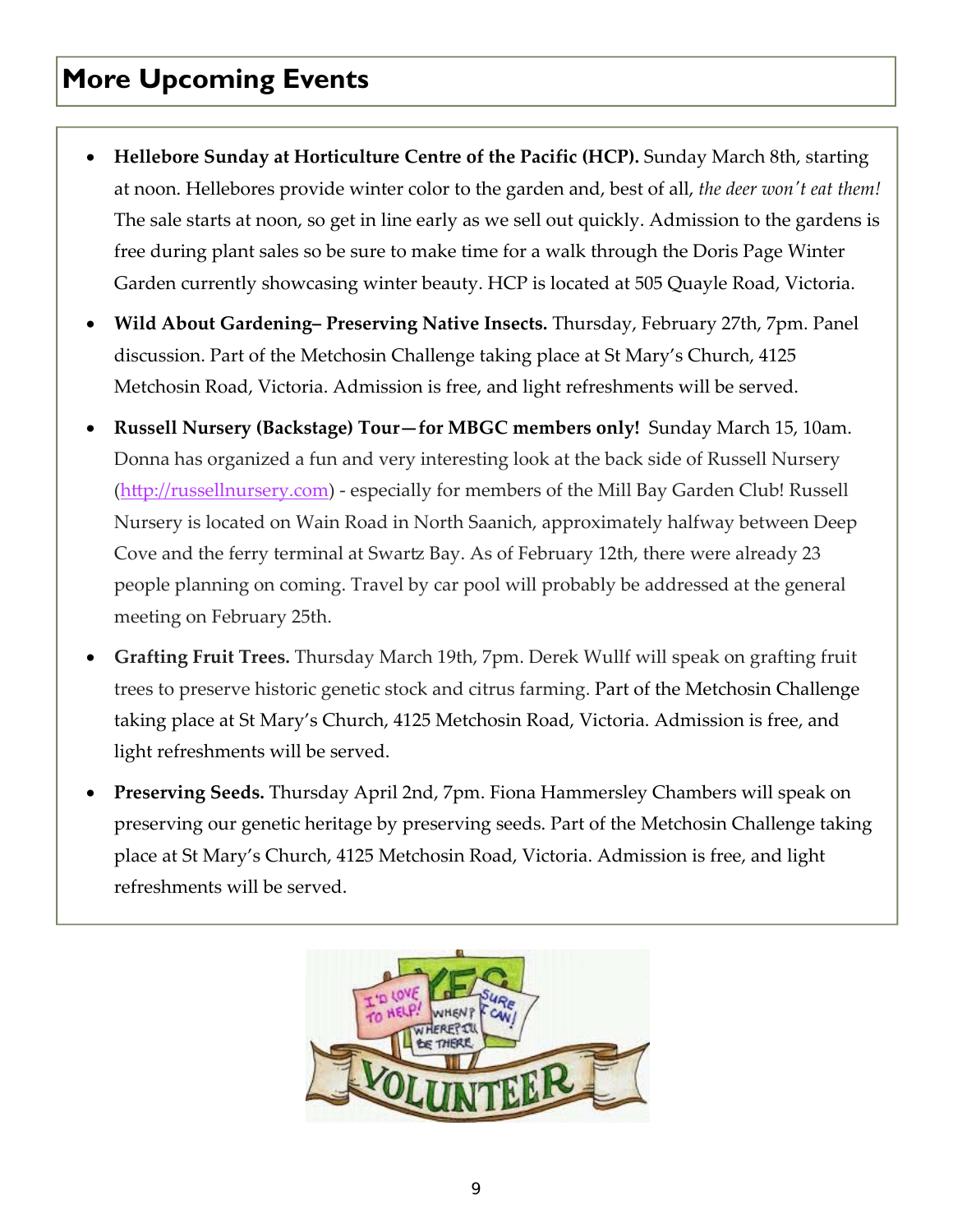## More Upcoming Events

- **Hellebore Sunday at Horticulture Centre of the Pacific (HCP).** Sunday March 8th, starting at noon. Hellebores provide winter color to the garden and, best of all, *the deer won't eat them!* The sale starts at noon, so get in line early as we sell out quickly. Admission to the gardens is free during plant sales so be sure to make time for a walk through the Doris Page Winter Garden currently showcasing winter beauty. HCP is located at 505 Quayle Road, Victoria.
- **Wild About Gardening– Preserving Native Insects.** Thursday, February 27th, 7pm. Panel discussion. Part of the Metchosin Challenge taking place at St Mary's Church, 4125 Metchosin Road, Victoria. Admission is free, and light refreshments will be served.
- **Russell Nursery (Backstage) Tour—for MBGC members only!** Sunday March 15, 10am. Donna has organized a fun and very interesting look at the back side of Russell Nursery (http://russellnursery.com) - especially for members of the Mill Bay Garden Club! Russell Nursery is located on Wain Road in North Saanich, approximately halfway between Deep Cove and the ferry terminal at Swartz Bay. As of February 12th, there were already 23 people planning on coming. Travel by car pool will probably be addressed at the general meeting on February 25th.
- **Grafting Fruit Trees.** Thursday March 19th, 7pm. Derek Wulff will speak on grafting fruit trees to preserve historic genetic stock and citrus farming. Part of the Metchosin Challenge taking place at St Mary's Church, 4125 Metchosin Road, Victoria. Admission is free, and light refreshments will be served.
- **Preserving Seeds.** Thursday April 2nd, 7pm. Fiona Hammersley Chambers will speak on preserving our genetic heritage by preserving seeds. Part of the Metchosin Challenge taking place at St Mary's Church, 4125 Metchosin Road, Victoria. Admission is free, and light refreshments will be served.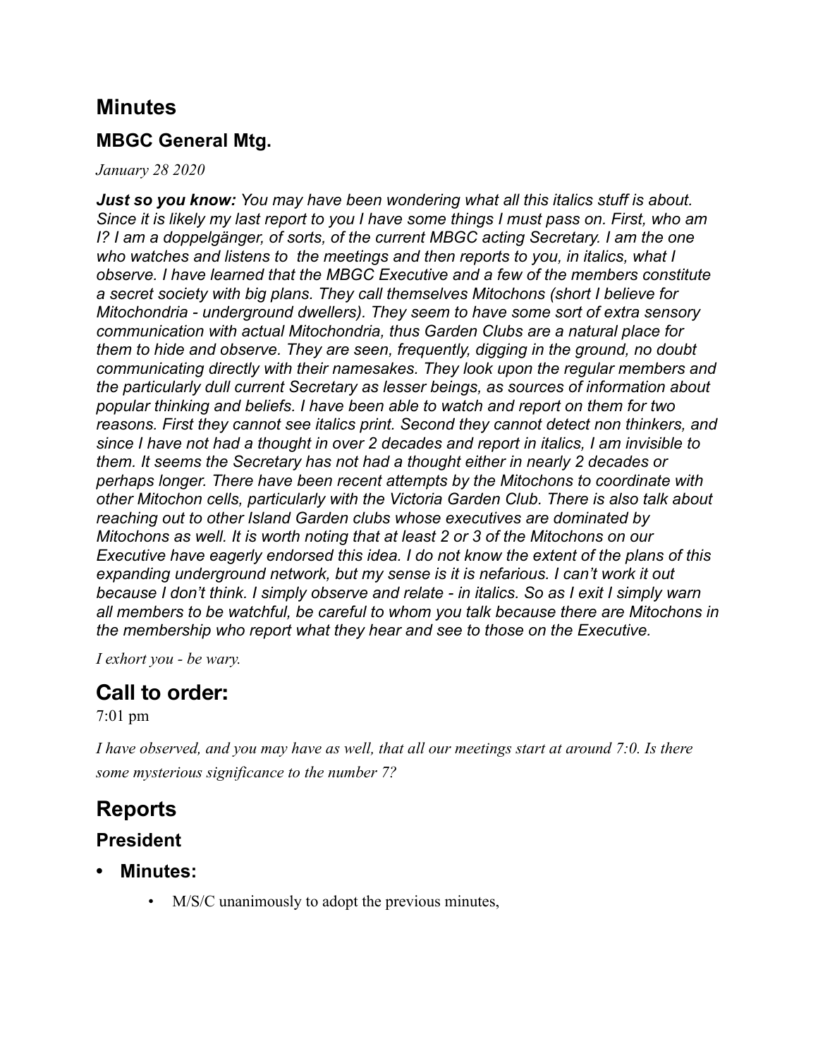# Minutes

## MBGC General Mtg.

*January 28 2020*

***Just so you know:** You may have been wondering what all this italics stuff is about. Since it is likely my last report to you I have some things I must pass on. First, who am I? I am a doppelgänger, of sorts, of the current MBGC acting Secretary. I am the one who watches and listens to the meetings and then reports to you, in italics, what I observe. I have learned that the MBGC Executive and a few of the members constitute a secret society with big plans. They call themselves Mitochons (short I believe for Mitochondria - underground dwellers). They seem to have some sort of extra sensory communication with actual Mitochondria, thus Garden Clubs are a natural place for them to hide and observe. They are seen, frequently, digging in the ground, no doubt communicating directly with their namesakes. They look upon the regular members and the particularly dull current Secretary as lesser beings, as sources of information about popular thinking and beliefs. I have been able to watch and report on them for two reasons. First they cannot see italics print. Second they cannot detect non thinkers, and since I have not had a thought in over 2 decades and report in italics, I am invisible to them. It seems the Secretary has not had a thought either in nearly 2 decades or perhaps longer. There have been recent attempts by the Mitochons to coordinate with other Mitochon cells, particularly with the Victoria Garden Club. There is also talk about reaching out to other Island Garden clubs whose executives are dominated by Mitochons as well. It is worth noting that at least 2 or 3 of the Mitochons on our Executive have eagerly endorsed this idea. I do not know the extent of the plans of this expanding underground network, but my sense is it is nefarious. I can't work it out because I don't think. I simply observe and relate - in italics. So as I exit I simply warn all members to be watchful, be careful to whom you talk because there are Mitochons in the membership who report what they hear and see to those on the Executive.*

*I exhort you - be wary.*

# Call to order:

7:01 pm

*I have observed, and you may have as well, that all our meetings start at around 7:0. Is there some mysterious significance to the number 7?*

# Reports

## President

- **Minutes:**
  - M/S/C unanimously to adopt the previous minutes,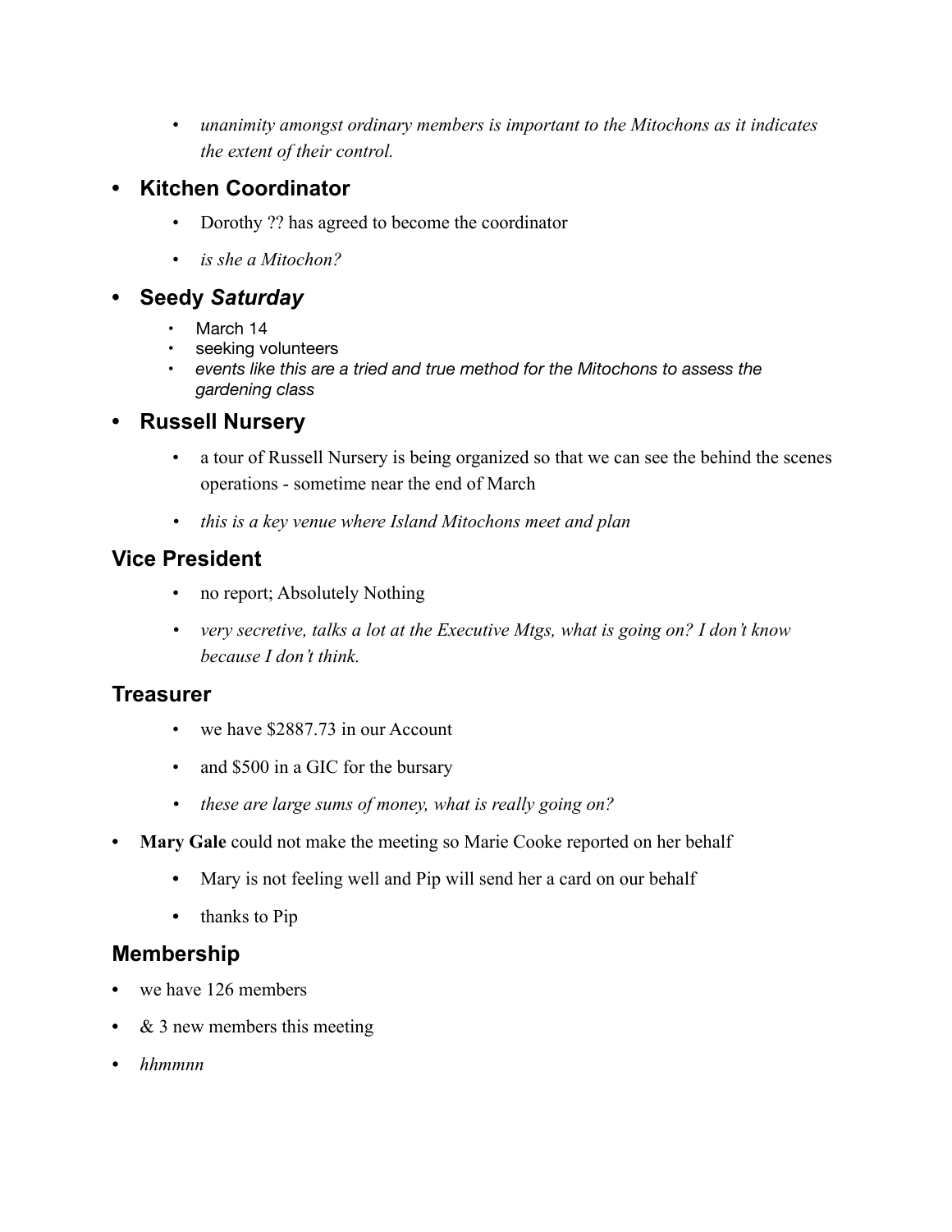- *unanimity amongst ordinary members is important to the Mitochons as it indicates the extent of their control.*

- **Kitchen Coordinator**
  - Dorothy ?? has agreed to become the coordinator
  - *is she a Mitochon?*

- **Seedy *Saturday***
  - March 14
  - seeking volunteers
  - *events like this are a tried and true method for the Mitochons to assess the gardening class*

- **Russell Nursery**
  - a tour of Russell Nursery is being organized so that we can see the behind the scenes operations - sometime near the end of March
  - *this is a key venue where Island Mitochons meet and plan*

### Vice President

- no report; Absolutely Nothing
- *very secretive, talks a lot at the Executive Mtgs, what is going on? I don't know because I don't think.*

### Treasurer

- we have $2887.73 in our Account
- and $500 in a GIC for the bursary
- *these are large sums of money, what is really going on?*

- **Mary Gale** could not make the meeting so Marie Cooke reported on her behalf
  - Mary is not feeling well and Pip will send her a card on our behalf
  - thanks to Pip

### Membership

- we have 126 members
- & 3 new members this meeting
- *hhmmnn*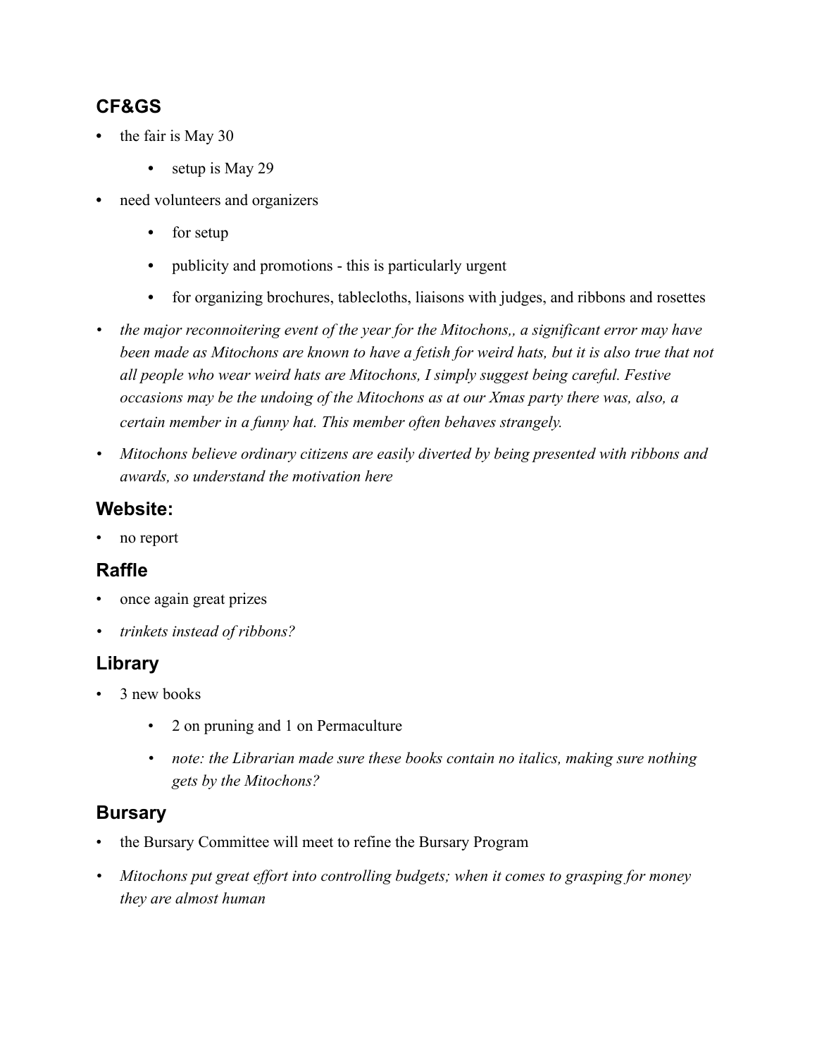## CF&GS

- the fair is May 30
    - setup is May 29
- need volunteers and organizers
    - for setup
    - publicity and promotions - this is particularly urgent
    - for organizing brochures, tablecloths, liaisons with judges, and ribbons and rosettes
- *the major reconnoitering event of the year for the Mitochons,, a significant error may have been made as Mitochons are known to have a fetish for weird hats, but it is also true that not all people who wear weird hats are Mitochons, I simply suggest being careful. Festive occasions may be the undoing of the Mitochons as at our Xmas party there was, also, a certain member in a funny hat. This member often behaves strangely.*
- *Mitochons believe ordinary citizens are easily diverted by being presented with ribbons and awards, so understand the motivation here*

## Website:

- no report

## Raffle

- once again great prizes
- *trinkets instead of ribbons?*

## Library

- 3 new books
    - 2 on pruning and 1 on Permaculture
    - *note: the Librarian made sure these books contain no italics, making sure nothing gets by the Mitochons?*

## Bursary

- the Bursary Committee will meet to refine the Bursary Program
- *Mitochons put great effort into controlling budgets; when it comes to grasping for money they are almost human*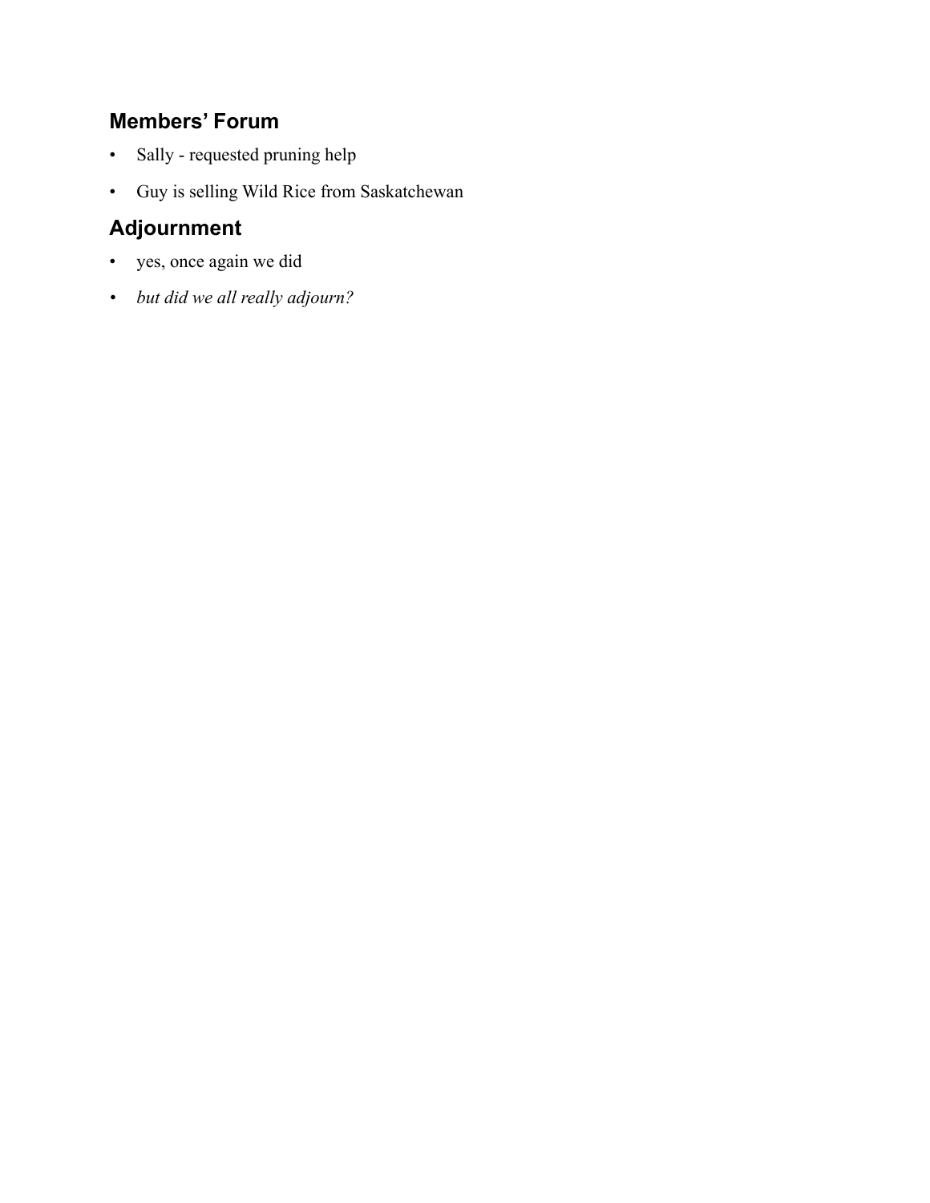## Members' Forum

- Sally - requested pruning help
- Guy is selling Wild Rice from Saskatchewan

## Adjournment

- yes, once again we did
- *but did we all really adjourn?*